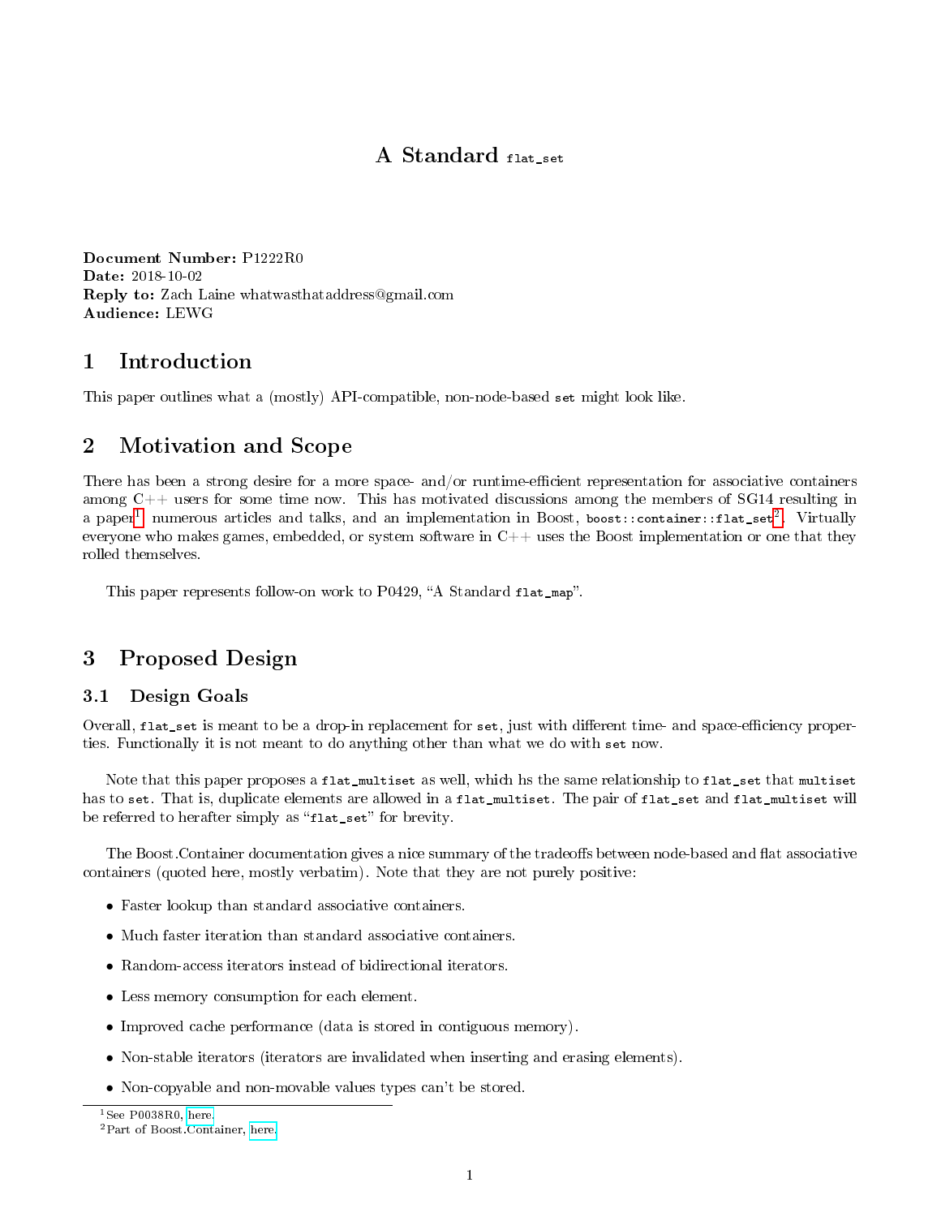# A Standard `flat_set`

**Document Number:** P1222R0
**Date:** 2018-10-02
**Reply to:** Zach Laine whatwasthataddress@gmail.com
**Audience:** LEWG

## 1 Introduction

This paper outlines what a (mostly) API-compatible, non-node-based `set` might look like.

## 2 Motivation and Scope

There has been a strong desire for a more space- and/or runtime-efficient representation for associative containers among C++ users for some time now. This has motivated discussions among the members of SG14 resulting in a paper[1], numerous articles and talks, and an implementation in Boost, `boost::container::flat_set`[2]. Virtually everyone who makes games, embedded, or system software in C++ uses the Boost implementation or one that they rolled themselves.

This paper represents follow-on work to P0429, "A Standard `flat_map`".

## 3 Proposed Design

### 3.1 Design Goals

Overall, `flat_set` is meant to be a drop-in replacement for `set`, just with different time- and space-efficiency properties. Functionally it is not meant to do anything other than what we do with `set` now.

Note that this paper proposes a `flat_multiset` as well, which hs the same relationship to `flat_set` that `multiset` has to `set`. That is, duplicate elements are allowed in a `flat_multiset`. The pair of `flat_set` and `flat_multiset` will be referred to herafter simply as "`flat_set`" for brevity.

The Boost.Container documentation gives a nice summary of the tradeoffs between node-based and flat associative containers (quoted here, mostly verbatim). Note that they are not purely positive:

- Faster lookup than standard associative containers.
- Much faster iteration than standard associative containers.
- Random-access iterators instead of bidirectional iterators.
- Less memory consumption for each element.
- Improved cache performance (data is stored in contiguous memory).
- Non-stable iterators (iterators are invalidated when inserting and erasing elements).
- Non-copyable and non-movable values types can't be stored.

[1] See P0038R0, here.
[2] Part of Boost.Container, here.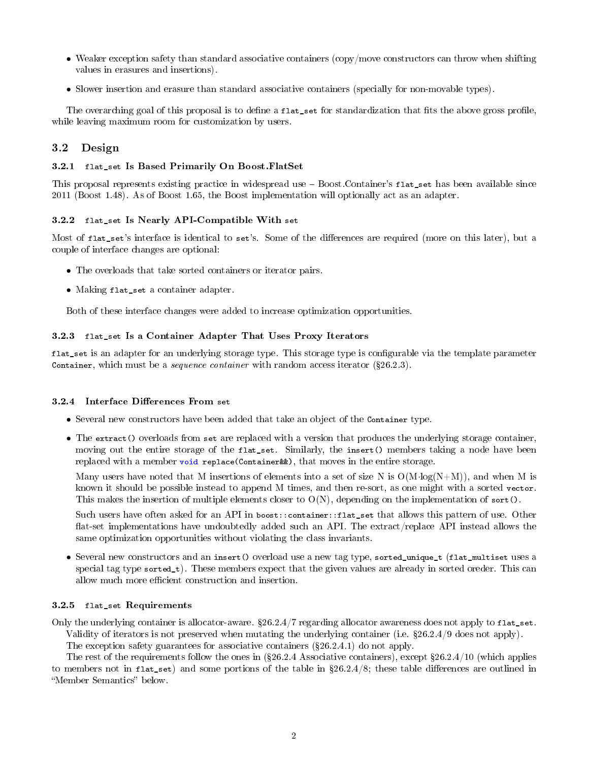- Weaker exception safety than standard associative containers (copy/move constructors can throw when shifting values in erasures and insertions).

- Slower insertion and erasure than standard associative containers (specially for non-movable types).

The overarching goal of this proposal is to define a `flat_set` for standardization that fits the above gross profile, while leaving maximum room for customization by users.

## 3.2 Design

### 3.2.1 `flat_set` Is Based Primarily On Boost.FlatSet

This proposal represents existing practice in widespread use – Boost.Container's `flat_set` has been available since 2011 (Boost 1.48). As of Boost 1.65, the Boost implementation will optionally act as an adapter.

### 3.2.2 `flat_set` Is Nearly API-Compatible With `set`

Most of `flat_set`'s interface is identical to `set`'s. Some of the differences are required (more on this later), but a couple of interface changes are optional:

- The overloads that take sorted containers or iterator pairs.

- Making `flat_set` a container adapter.

Both of these interface changes were added to increase optimization opportunities.

### 3.2.3 `flat_set` Is a Container Adapter That Uses Proxy Iterators

`flat_set` is an adapter for an underlying storage type. This storage type is configurable via the template parameter `Container`, which must be a *sequence container* with random access iterator (§26.2.3).

### 3.2.4 Interface Differences From `set`

- Several new constructors have been added that take an object of the `Container` type.

- The `extract()` overloads from `set` are replaced with a version that produces the underlying storage container, moving out the entire storage of the `flat_set`. Similarly, the `insert()` members taking a node have been replaced with a member `void replace(Container&&)`, that moves in the entire storage.

  Many users have noted that M insertions of elements into a set of size N is O(M·log(N+M)), and when M is known it should be possible instead to append M times, and then re-sort, as one might with a sorted `vector`. This makes the insertion of multiple elements closer to O(N), depending on the implementation of `sort()`.

  Such users have often asked for an API in `boost::container::flat_set` that allows this pattern of use. Other flat-set implementations have undoubtedly added such an API. The extract/replace API instead allows the same optimization opportunities without violating the class invariants.

- Several new constructors and an `insert()` overload use a new tag type, `sorted_unique_t` (`flat_multiset` uses a special tag type `sorted_t`). These members expect that the given values are already in sorted oreder. This can allow much more efficient construction and insertion.

### 3.2.5 `flat_set` Requirements

Only the underlying container is allocator-aware. §26.2.4/7 regarding allocator awareness does not apply to `flat_set`.

Validity of iterators is not preserved when mutating the underlying container (i.e. §26.2.4/9 does not apply).

The exception safety guarantees for associative containers (§26.2.4.1) do not apply.

The rest of the requirements follow the ones in (§26.2.4 Associative containers), except §26.2.4/10 (which applies to members not in `flat_set`) and some portions of the table in §26.2.4/8; these table differences are outlined in "Member Semantics" below.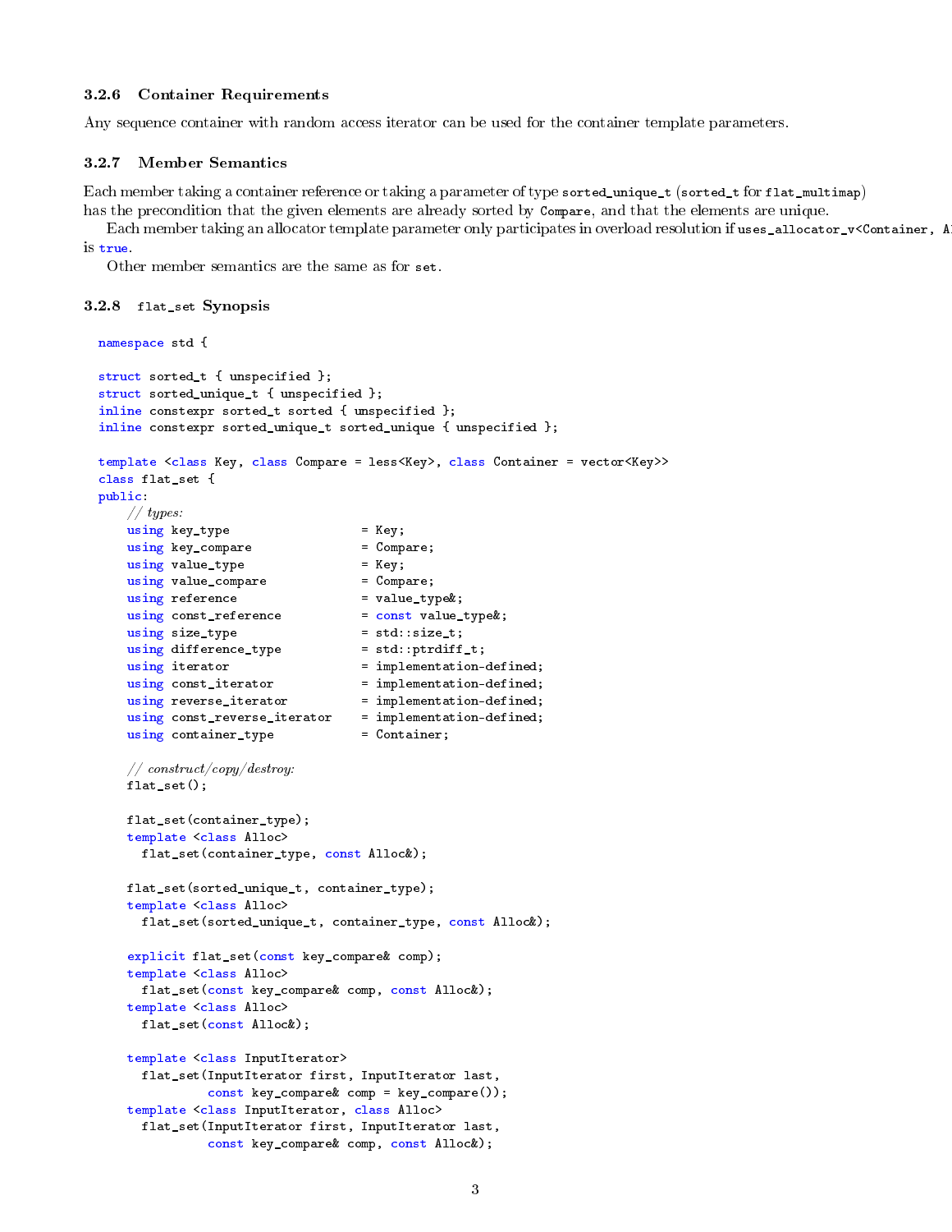### 3.2.6 Container Requirements

Any sequence container with random access iterator can be used for the container template parameters.

### 3.2.7 Member Semantics

Each member taking a container reference or taking a parameter of type `sorted_unique_t` (`sorted_t` for `flat_multimap`) has the precondition that the given elements are already sorted by `Compare`, and that the elements are unique.

Each member taking an allocator template parameter only participates in overload resolution if `uses_allocator_v<Container, Al` is `true`.

Other member semantics are the same as for `set`.

### 3.2.8 `flat_set` Synopsis

```
namespace std {

struct sorted_t { unspecified };
struct sorted_unique_t { unspecified };
inline constexpr sorted_t sorted { unspecified };
inline constexpr sorted_unique_t sorted_unique { unspecified };

template <class Key, class Compare = less<Key>, class Container = vector<Key>>
class flat_set {
public:
    // types:
    using key_type                  = Key;
    using key_compare               = Compare;
    using value_type                = Key;
    using value_compare             = Compare;
    using reference                 = value_type&;
    using const_reference           = const value_type&;
    using size_type                 = std::size_t;
    using difference_type           = std::ptrdiff_t;
    using iterator                  = implementation-defined;
    using const_iterator            = implementation-defined;
    using reverse_iterator          = implementation-defined;
    using const_reverse_iterator    = implementation-defined;
    using container_type            = Container;

    // construct/copy/destroy:
    flat_set();

    flat_set(container_type);
    template <class Alloc>
      flat_set(container_type, const Alloc&);

    flat_set(sorted_unique_t, container_type);
    template <class Alloc>
      flat_set(sorted_unique_t, container_type, const Alloc&);

    explicit flat_set(const key_compare& comp);
    template <class Alloc>
      flat_set(const key_compare& comp, const Alloc&);
    template <class Alloc>
      flat_set(const Alloc&);

    template <class InputIterator>
      flat_set(InputIterator first, InputIterator last,
               const key_compare& comp = key_compare());
    template <class InputIterator, class Alloc>
      flat_set(InputIterator first, InputIterator last,
               const key_compare& comp, const Alloc&);
```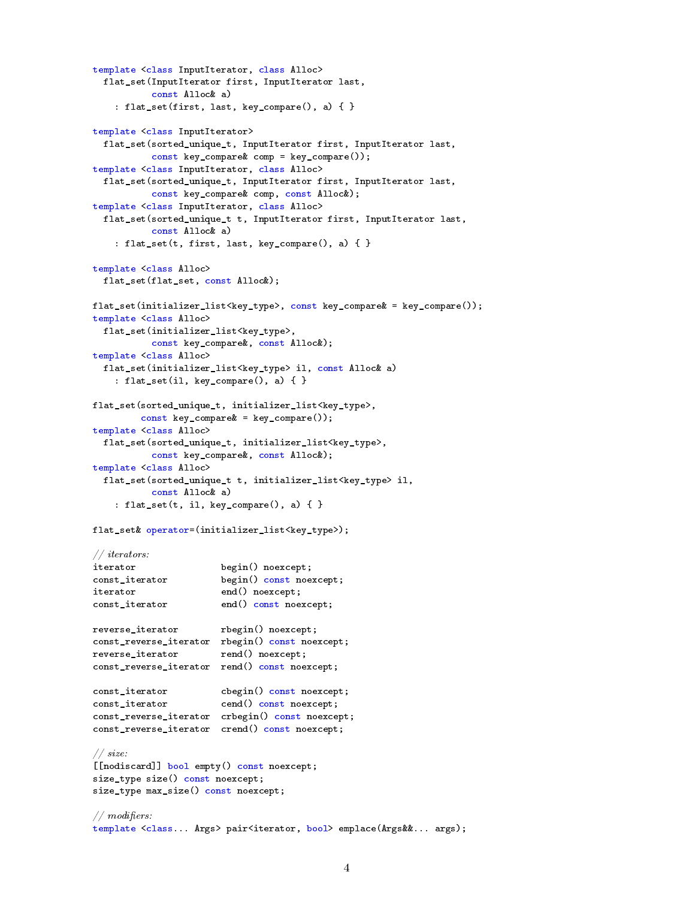```
template <class InputIterator, class Alloc>
  flat_set(InputIterator first, InputIterator last,
           const Alloc& a)
    : flat_set(first, last, key_compare(), a) { }

template <class InputIterator>
  flat_set(sorted_unique_t, InputIterator first, InputIterator last,
           const key_compare& comp = key_compare());
template <class InputIterator, class Alloc>
  flat_set(sorted_unique_t, InputIterator first, InputIterator last,
           const key_compare& comp, const Alloc&);
template <class InputIterator, class Alloc>
  flat_set(sorted_unique_t t, InputIterator first, InputIterator last,
           const Alloc& a)
    : flat_set(t, first, last, key_compare(), a) { }

template <class Alloc>
  flat_set(flat_set, const Alloc&);

flat_set(initializer_list<key_type>, const key_compare& = key_compare());
template <class Alloc>
  flat_set(initializer_list<key_type>,
           const key_compare&, const Alloc&);
template <class Alloc>
  flat_set(initializer_list<key_type> il, const Alloc& a)
    : flat_set(il, key_compare(), a) { }

flat_set(sorted_unique_t, initializer_list<key_type>,
         const key_compare& = key_compare());
template <class Alloc>
  flat_set(sorted_unique_t, initializer_list<key_type>,
           const key_compare&, const Alloc&);
template <class Alloc>
  flat_set(sorted_unique_t t, initializer_list<key_type> il,
           const Alloc& a)
    : flat_set(t, il, key_compare(), a) { }

flat_set& operator=(initializer_list<key_type>);

// iterators:
iterator                begin() noexcept;
const_iterator          begin() const noexcept;
iterator                end() noexcept;
const_iterator          end() const noexcept;

reverse_iterator        rbegin() noexcept;
const_reverse_iterator  rbegin() const noexcept;
reverse_iterator        rend() noexcept;
const_reverse_iterator  rend() const noexcept;

const_iterator          cbegin() const noexcept;
const_iterator          cend() const noexcept;
const_reverse_iterator  crbegin() const noexcept;
const_reverse_iterator  crend() const noexcept;

// size:
[[nodiscard]] bool empty() const noexcept;
size_type size() const noexcept;
size_type max_size() const noexcept;

// modifiers:
template <class... Args> pair<iterator, bool> emplace(Args&&... args);
```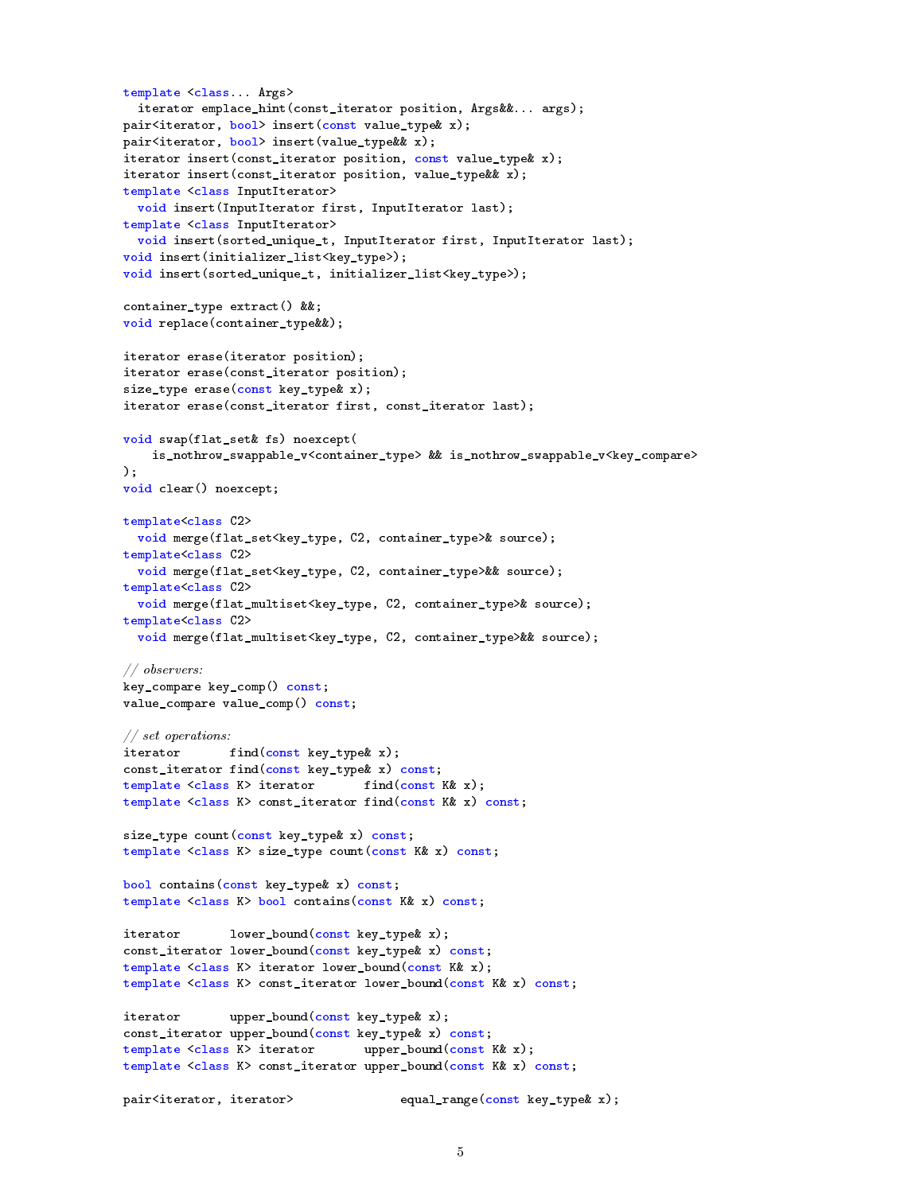```
template <class... Args>
  iterator emplace_hint(const_iterator position, Args&&... args);
pair<iterator, bool> insert(const value_type& x);
pair<iterator, bool> insert(value_type&& x);
iterator insert(const_iterator position, const value_type& x);
iterator insert(const_iterator position, value_type&& x);
template <class InputIterator>
  void insert(InputIterator first, InputIterator last);
template <class InputIterator>
  void insert(sorted_unique_t, InputIterator first, InputIterator last);
void insert(initializer_list<key_type>);
void insert(sorted_unique_t, initializer_list<key_type>);

container_type extract() &&;
void replace(container_type&&);

iterator erase(iterator position);
iterator erase(const_iterator position);
size_type erase(const key_type& x);
iterator erase(const_iterator first, const_iterator last);

void swap(flat_set& fs) noexcept(
    is_nothrow_swappable_v<container_type> && is_nothrow_swappable_v<key_compare>
);
void clear() noexcept;

template<class C2>
  void merge(flat_set<key_type, C2, container_type>& source);
template<class C2>
  void merge(flat_set<key_type, C2, container_type>&& source);
template<class C2>
  void merge(flat_multiset<key_type, C2, container_type>& source);
template<class C2>
  void merge(flat_multiset<key_type, C2, container_type>&& source);

// observers:
key_compare key_comp() const;
value_compare value_comp() const;

// set operations:
iterator       find(const key_type& x);
const_iterator find(const key_type& x) const;
template <class K> iterator       find(const K& x);
template <class K> const_iterator find(const K& x) const;

size_type count(const key_type& x) const;
template <class K> size_type count(const K& x) const;

bool contains(const key_type& x) const;
template <class K> bool contains(const K& x) const;

iterator       lower_bound(const key_type& x);
const_iterator lower_bound(const key_type& x) const;
template <class K> iterator lower_bound(const K& x);
template <class K> const_iterator lower_bound(const K& x) const;

iterator       upper_bound(const key_type& x);
const_iterator upper_bound(const key_type& x) const;
template <class K> iterator       upper_bound(const K& x);
template <class K> const_iterator upper_bound(const K& x) const;

pair<iterator, iterator>               equal_range(const key_type& x);
```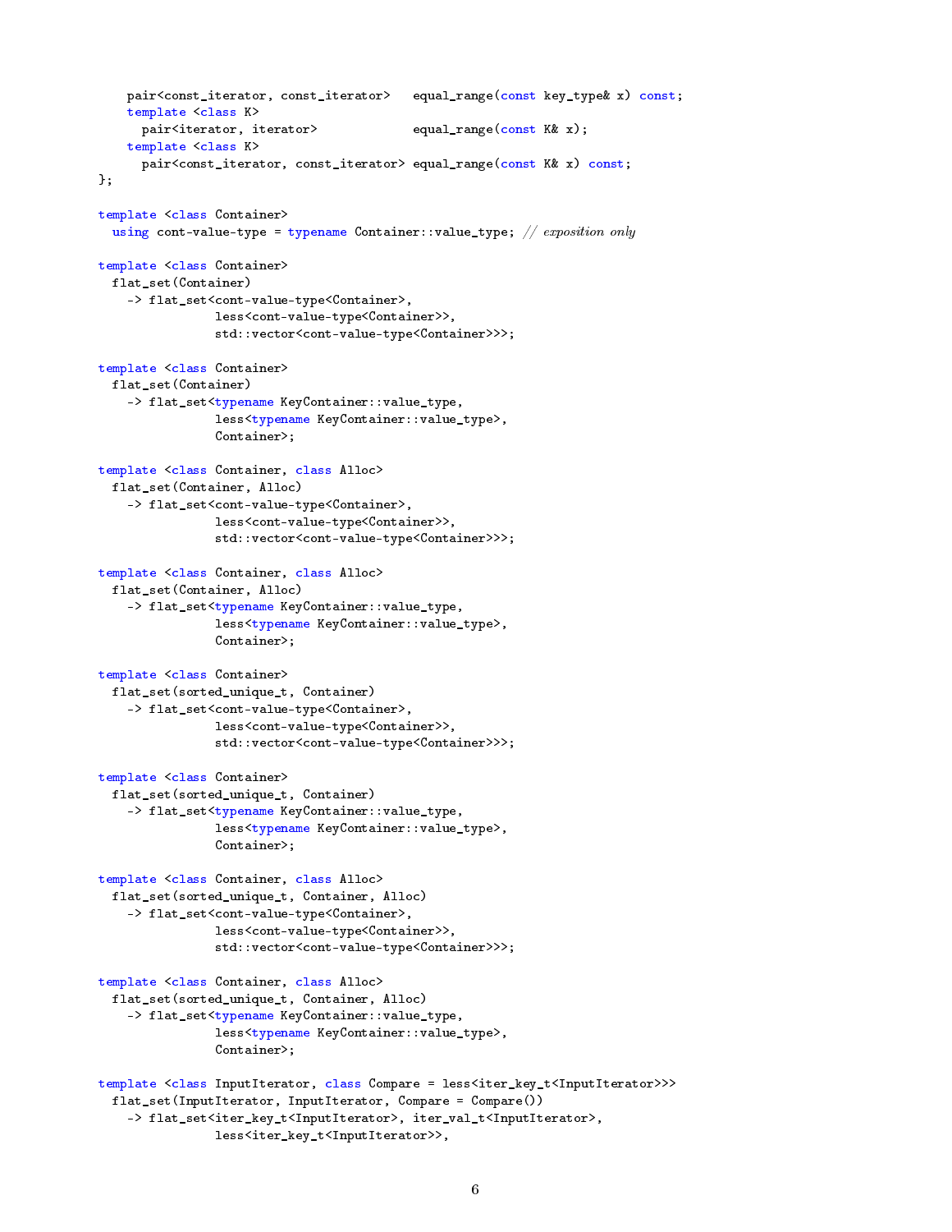```
    pair<const_iterator, const_iterator>   equal_range(const key_type& x) const;
    template <class K>
      pair<iterator, iterator>             equal_range(const K& x);
    template <class K>
      pair<const_iterator, const_iterator> equal_range(const K& x) const;
};

template <class Container>
  using cont-value-type = typename Container::value_type; // exposition only

template <class Container>
  flat_set(Container)
    -> flat_set<cont-value-type<Container>,
                less<cont-value-type<Container>>,
                std::vector<cont-value-type<Container>>>;

template <class Container>
  flat_set(Container)
    -> flat_set<typename KeyContainer::value_type,
                less<typename KeyContainer::value_type>,
                Container>;

template <class Container, class Alloc>
  flat_set(Container, Alloc)
    -> flat_set<cont-value-type<Container>,
                less<cont-value-type<Container>>,
                std::vector<cont-value-type<Container>>>;

template <class Container, class Alloc>
  flat_set(Container, Alloc)
    -> flat_set<typename KeyContainer::value_type,
                less<typename KeyContainer::value_type>,
                Container>;

template <class Container>
  flat_set(sorted_unique_t, Container)
    -> flat_set<cont-value-type<Container>,
                less<cont-value-type<Container>>,
                std::vector<cont-value-type<Container>>>;

template <class Container>
  flat_set(sorted_unique_t, Container)
    -> flat_set<typename KeyContainer::value_type,
                less<typename KeyContainer::value_type>,
                Container>;

template <class Container, class Alloc>
  flat_set(sorted_unique_t, Container, Alloc)
    -> flat_set<cont-value-type<Container>,
                less<cont-value-type<Container>>,
                std::vector<cont-value-type<Container>>>;

template <class Container, class Alloc>
  flat_set(sorted_unique_t, Container, Alloc)
    -> flat_set<typename KeyContainer::value_type,
                less<typename KeyContainer::value_type>,
                Container>;

template <class InputIterator, class Compare = less<iter_key_t<InputIterator>>>
  flat_set(InputIterator, InputIterator, Compare = Compare())
    -> flat_set<iter_key_t<InputIterator>, iter_val_t<InputIterator>,
                less<iter_key_t<InputIterator>>,
```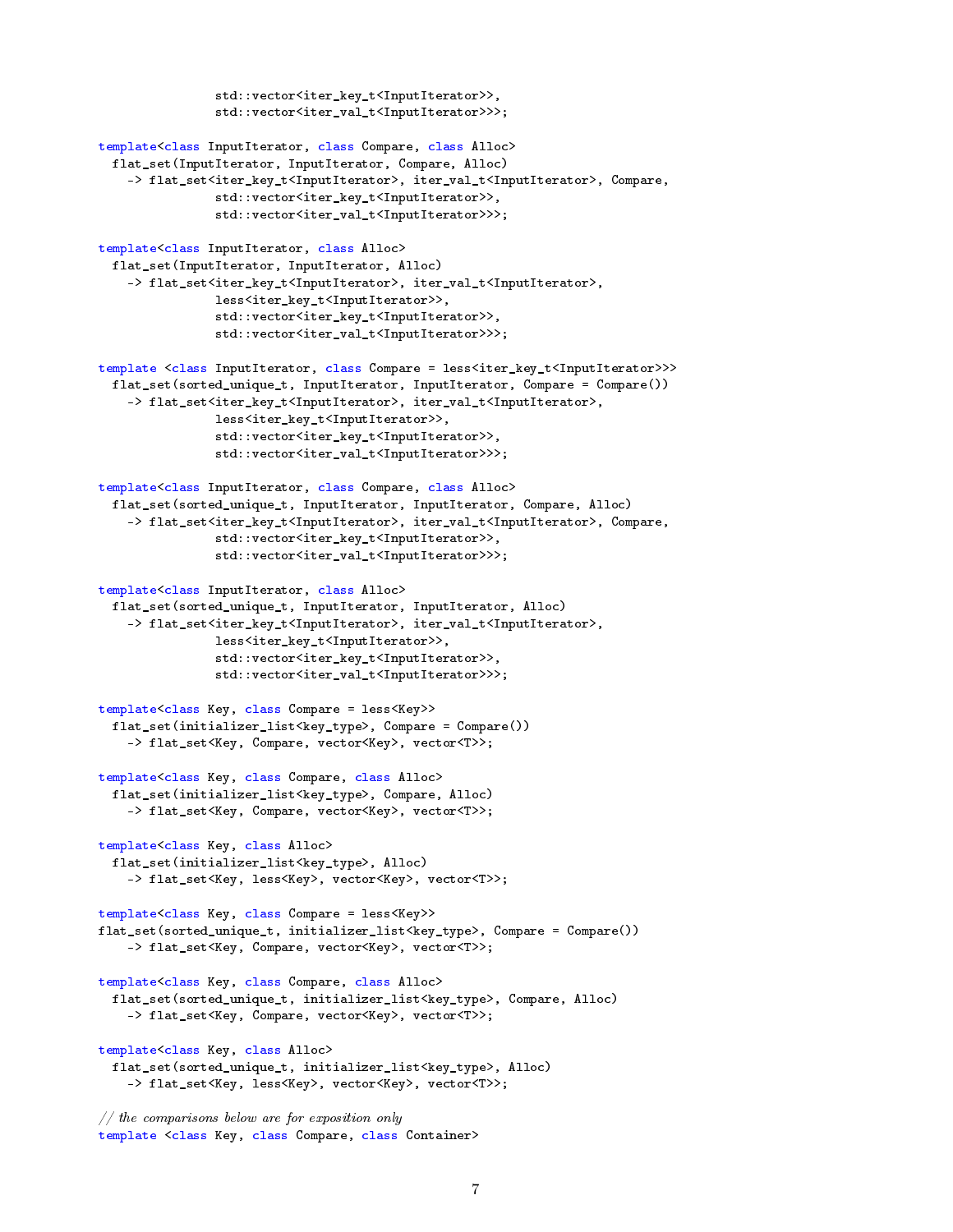```
              std::vector<iter_key_t<InputIterator>>,
              std::vector<iter_val_t<InputIterator>>>;

template<class InputIterator, class Compare, class Alloc>
  flat_set(InputIterator, InputIterator, Compare, Alloc)
    -> flat_set<iter_key_t<InputIterator>, iter_val_t<InputIterator>, Compare,
              std::vector<iter_key_t<InputIterator>>,
              std::vector<iter_val_t<InputIterator>>>;

template<class InputIterator, class Alloc>
  flat_set(InputIterator, InputIterator, Alloc)
    -> flat_set<iter_key_t<InputIterator>, iter_val_t<InputIterator>,
              less<iter_key_t<InputIterator>>,
              std::vector<iter_key_t<InputIterator>>,
              std::vector<iter_val_t<InputIterator>>>;

template <class InputIterator, class Compare = less<iter_key_t<InputIterator>>>
  flat_set(sorted_unique_t, InputIterator, InputIterator, Compare = Compare())
    -> flat_set<iter_key_t<InputIterator>, iter_val_t<InputIterator>,
              less<iter_key_t<InputIterator>>,
              std::vector<iter_key_t<InputIterator>>,
              std::vector<iter_val_t<InputIterator>>>;

template<class InputIterator, class Compare, class Alloc>
  flat_set(sorted_unique_t, InputIterator, InputIterator, Compare, Alloc)
    -> flat_set<iter_key_t<InputIterator>, iter_val_t<InputIterator>, Compare,
              std::vector<iter_key_t<InputIterator>>,
              std::vector<iter_val_t<InputIterator>>>;

template<class InputIterator, class Alloc>
  flat_set(sorted_unique_t, InputIterator, InputIterator, Alloc)
    -> flat_set<iter_key_t<InputIterator>, iter_val_t<InputIterator>,
              less<iter_key_t<InputIterator>>,
              std::vector<iter_key_t<InputIterator>>,
              std::vector<iter_val_t<InputIterator>>>;

template<class Key, class Compare = less<Key>>
  flat_set(initializer_list<key_type>, Compare = Compare())
    -> flat_set<Key, Compare, vector<Key>, vector<T>>;

template<class Key, class Compare, class Alloc>
  flat_set(initializer_list<key_type>, Compare, Alloc)
    -> flat_set<Key, Compare, vector<Key>, vector<T>>;

template<class Key, class Alloc>
  flat_set(initializer_list<key_type>, Alloc)
    -> flat_set<Key, less<Key>, vector<Key>, vector<T>>;

template<class Key, class Compare = less<Key>>
flat_set(sorted_unique_t, initializer_list<key_type>, Compare = Compare())
    -> flat_set<Key, Compare, vector<Key>, vector<T>>;

template<class Key, class Compare, class Alloc>
  flat_set(sorted_unique_t, initializer_list<key_type>, Compare, Alloc)
    -> flat_set<Key, Compare, vector<Key>, vector<T>>;

template<class Key, class Alloc>
  flat_set(sorted_unique_t, initializer_list<key_type>, Alloc)
    -> flat_set<Key, less<Key>, vector<Key>, vector<T>>;

// the comparisons below are for exposition only
template <class Key, class Compare, class Container>
```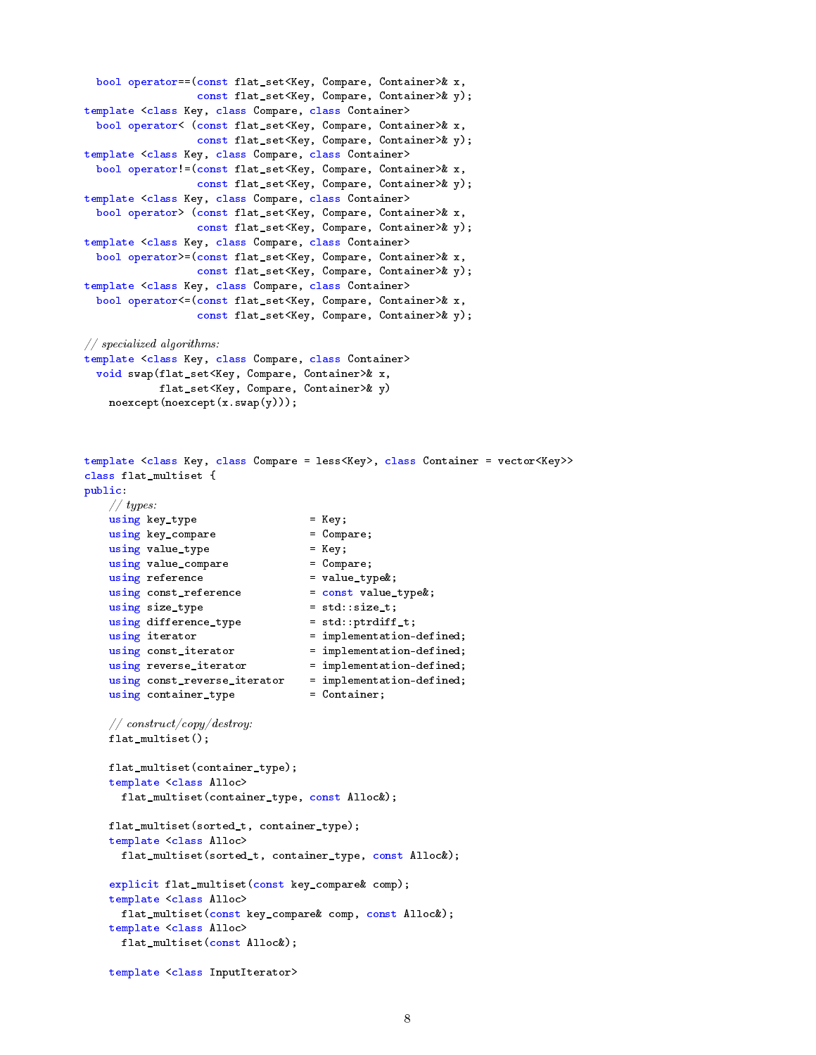```
  bool operator==(const flat_set<Key, Compare, Container>& x,
                  const flat_set<Key, Compare, Container>& y);
template <class Key, class Compare, class Container>
  bool operator< (const flat_set<Key, Compare, Container>& x,
                  const flat_set<Key, Compare, Container>& y);
template <class Key, class Compare, class Container>
  bool operator!=(const flat_set<Key, Compare, Container>& x,
                  const flat_set<Key, Compare, Container>& y);
template <class Key, class Compare, class Container>
  bool operator> (const flat_set<Key, Compare, Container>& x,
                  const flat_set<Key, Compare, Container>& y);
template <class Key, class Compare, class Container>
  bool operator>=(const flat_set<Key, Compare, Container>& x,
                  const flat_set<Key, Compare, Container>& y);
template <class Key, class Compare, class Container>
  bool operator<=(const flat_set<Key, Compare, Container>& x,
                  const flat_set<Key, Compare, Container>& y);

// specialized algorithms:
template <class Key, class Compare, class Container>
  void swap(flat_set<Key, Compare, Container>& x,
            flat_set<Key, Compare, Container>& y)
    noexcept(noexcept(x.swap(y)));



template <class Key, class Compare = less<Key>, class Container = vector<Key>>
class flat_multiset {
public:
    // types:
    using key_type                  = Key;
    using key_compare               = Compare;
    using value_type                = Key;
    using value_compare             = Compare;
    using reference                 = value_type&;
    using const_reference           = const value_type&;
    using size_type                 = std::size_t;
    using difference_type           = std::ptrdiff_t;
    using iterator                  = implementation-defined;
    using const_iterator            = implementation-defined;
    using reverse_iterator          = implementation-defined;
    using const_reverse_iterator    = implementation-defined;
    using container_type            = Container;

    // construct/copy/destroy:
    flat_multiset();

    flat_multiset(container_type);
    template <class Alloc>
      flat_multiset(container_type, const Alloc&);

    flat_multiset(sorted_t, container_type);
    template <class Alloc>
      flat_multiset(sorted_t, container_type, const Alloc&);

    explicit flat_multiset(const key_compare& comp);
    template <class Alloc>
      flat_multiset(const key_compare& comp, const Alloc&);
    template <class Alloc>
      flat_multiset(const Alloc&);

    template <class InputIterator>
```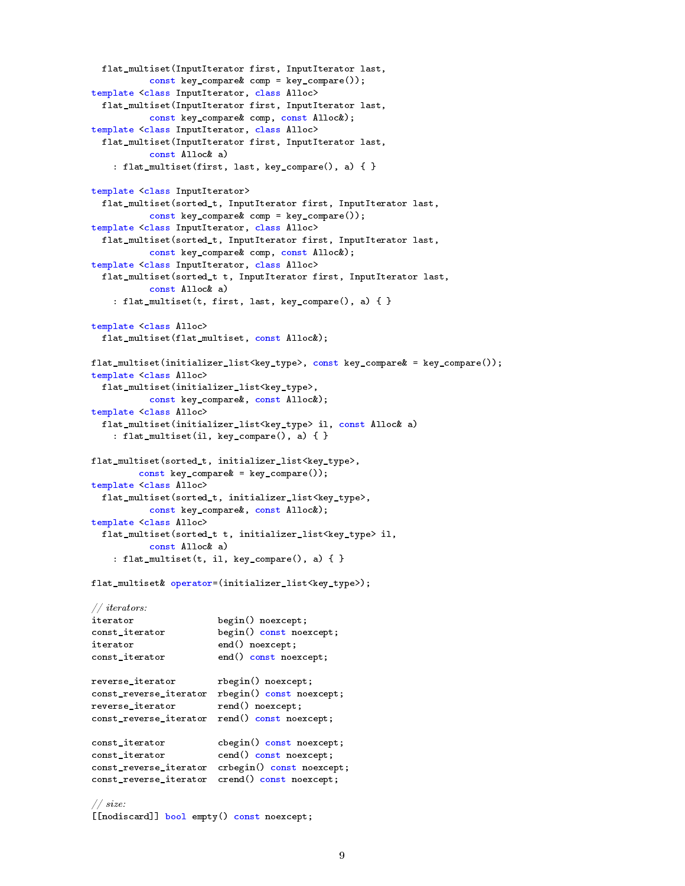```
  flat_multiset(InputIterator first, InputIterator last,
                const key_compare& comp = key_compare());
template <class InputIterator, class Alloc>
  flat_multiset(InputIterator first, InputIterator last,
                const key_compare& comp, const Alloc&);
template <class InputIterator, class Alloc>
  flat_multiset(InputIterator first, InputIterator last,
                const Alloc& a)
    : flat_multiset(first, last, key_compare(), a) { }

template <class InputIterator>
  flat_multiset(sorted_t, InputIterator first, InputIterator last,
                const key_compare& comp = key_compare());
template <class InputIterator, class Alloc>
  flat_multiset(sorted_t, InputIterator first, InputIterator last,
                const key_compare& comp, const Alloc&);
template <class InputIterator, class Alloc>
  flat_multiset(sorted_t t, InputIterator first, InputIterator last,
                const Alloc& a)
    : flat_multiset(t, first, last, key_compare(), a) { }

template <class Alloc>
  flat_multiset(flat_multiset, const Alloc&);

flat_multiset(initializer_list<key_type>, const key_compare& = key_compare());
template <class Alloc>
  flat_multiset(initializer_list<key_type>,
                const key_compare&, const Alloc&);
template <class Alloc>
  flat_multiset(initializer_list<key_type> il, const Alloc& a)
    : flat_multiset(il, key_compare(), a) { }

flat_multiset(sorted_t, initializer_list<key_type>,
              const key_compare& = key_compare());
template <class Alloc>
  flat_multiset(sorted_t, initializer_list<key_type>,
                const key_compare&, const Alloc&);
template <class Alloc>
  flat_multiset(sorted_t t, initializer_list<key_type> il,
                const Alloc& a)
    : flat_multiset(t, il, key_compare(), a) { }

flat_multiset& operator=(initializer_list<key_type>);

// iterators:
iterator                begin() noexcept;
const_iterator          begin() const noexcept;
iterator                end() noexcept;
const_iterator          end() const noexcept;

reverse_iterator        rbegin() noexcept;
const_reverse_iterator  rbegin() const noexcept;
reverse_iterator        rend() noexcept;
const_reverse_iterator  rend() const noexcept;

const_iterator          cbegin() const noexcept;
const_iterator          cend() const noexcept;
const_reverse_iterator  crbegin() const noexcept;
const_reverse_iterator  crend() const noexcept;

// size:
[[nodiscard]] bool empty() const noexcept;
```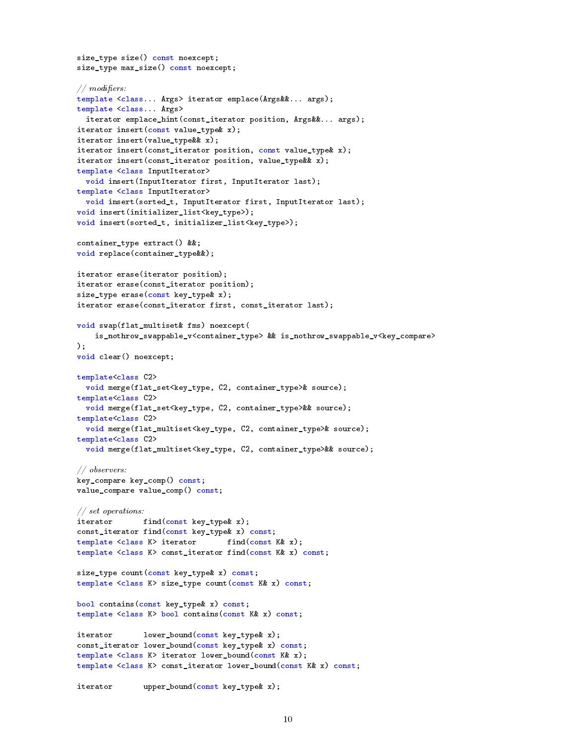```
size_type size() const noexcept;
size_type max_size() const noexcept;

// modifiers:
template <class... Args> iterator emplace(Args&&... args);
template <class... Args>
  iterator emplace_hint(const_iterator position, Args&&... args);
iterator insert(const value_type& x);
iterator insert(value_type&& x);
iterator insert(const_iterator position, const value_type& x);
iterator insert(const_iterator position, value_type&& x);
template <class InputIterator>
  void insert(InputIterator first, InputIterator last);
template <class InputIterator>
  void insert(sorted_t, InputIterator first, InputIterator last);
void insert(initializer_list<key_type>);
void insert(sorted_t, initializer_list<key_type>);

container_type extract() &&;
void replace(container_type&&);

iterator erase(iterator position);
iterator erase(const_iterator position);
size_type erase(const key_type& x);
iterator erase(const_iterator first, const_iterator last);

void swap(flat_multiset& fms) noexcept(
    is_nothrow_swappable_v<container_type> && is_nothrow_swappable_v<key_compare>
);
void clear() noexcept;

template<class C2>
  void merge(flat_set<key_type, C2, container_type>& source);
template<class C2>
  void merge(flat_set<key_type, C2, container_type>&& source);
template<class C2>
  void merge(flat_multiset<key_type, C2, container_type>& source);
template<class C2>
  void merge(flat_multiset<key_type, C2, container_type>&& source);

// observers:
key_compare key_comp() const;
value_compare value_comp() const;

// set operations:
iterator       find(const key_type& x);
const_iterator find(const key_type& x) const;
template <class K> iterator       find(const K& x);
template <class K> const_iterator find(const K& x) const;

size_type count(const key_type& x) const;
template <class K> size_type count(const K& x) const;

bool contains(const key_type& x) const;
template <class K> bool contains(const K& x) const;

iterator       lower_bound(const key_type& x);
const_iterator lower_bound(const key_type& x) const;
template <class K> iterator lower_bound(const K& x);
template <class K> const_iterator lower_bound(const K& x) const;

iterator       upper_bound(const key_type& x);
```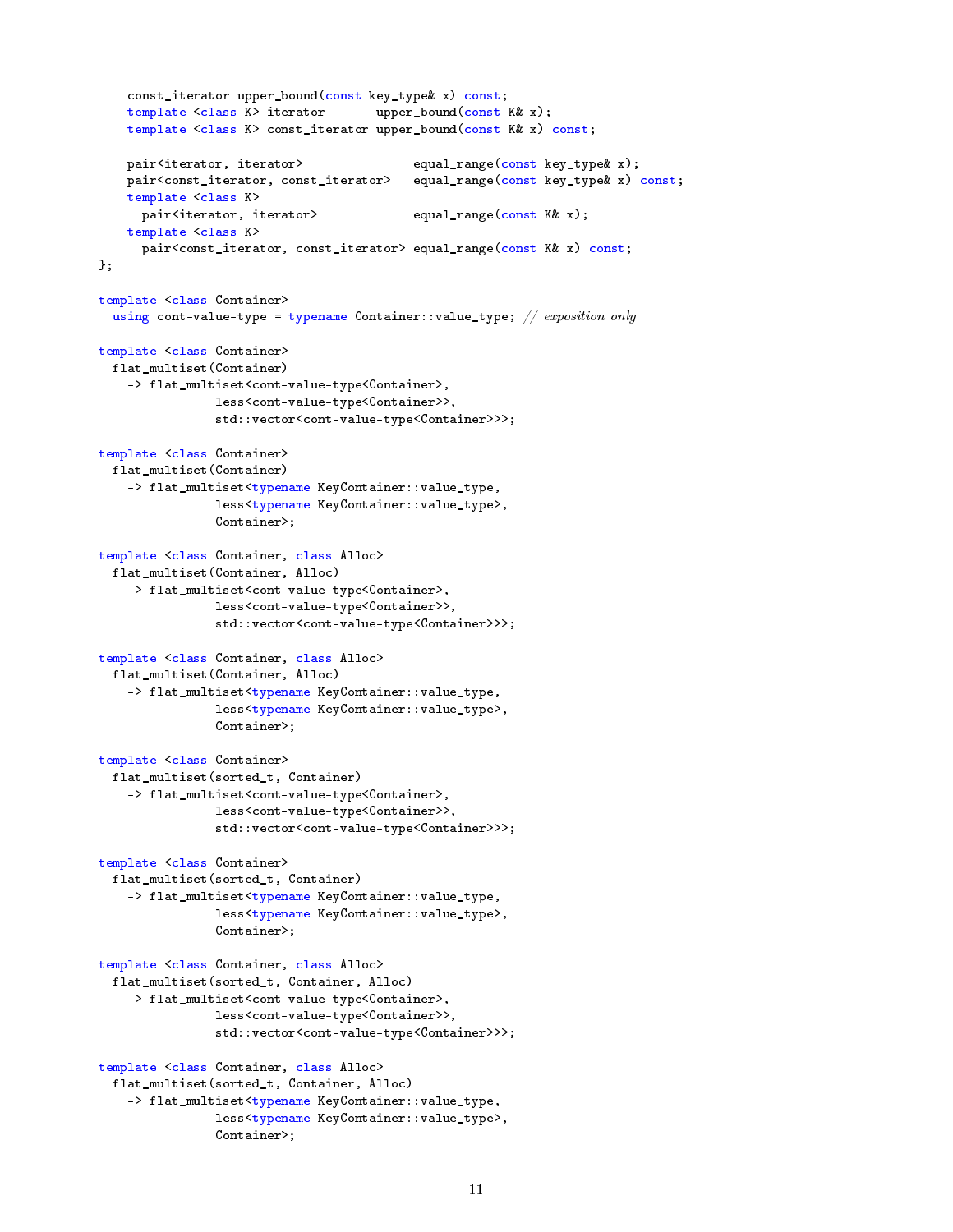```
    const_iterator upper_bound(const key_type& x) const;
    template <class K> iterator       upper_bound(const K& x);
    template <class K> const_iterator upper_bound(const K& x) const;

    pair<iterator, iterator>               equal_range(const key_type& x);
    pair<const_iterator, const_iterator>   equal_range(const key_type& x) const;
    template <class K>
      pair<iterator, iterator>             equal_range(const K& x);
    template <class K>
      pair<const_iterator, const_iterator> equal_range(const K& x) const;
};

template <class Container>
  using cont-value-type = typename Container::value_type; // exposition only

template <class Container>
  flat_multiset(Container)
    -> flat_multiset<cont-value-type<Container>,
                less<cont-value-type<Container>>,
                std::vector<cont-value-type<Container>>>;

template <class Container>
  flat_multiset(Container)
    -> flat_multiset<typename KeyContainer::value_type,
                less<typename KeyContainer::value_type>,
                Container>;

template <class Container, class Alloc>
  flat_multiset(Container, Alloc)
    -> flat_multiset<cont-value-type<Container>,
                less<cont-value-type<Container>>,
                std::vector<cont-value-type<Container>>>;

template <class Container, class Alloc>
  flat_multiset(Container, Alloc)
    -> flat_multiset<typename KeyContainer::value_type,
                less<typename KeyContainer::value_type>,
                Container>;

template <class Container>
  flat_multiset(sorted_t, Container)
    -> flat_multiset<cont-value-type<Container>,
                less<cont-value-type<Container>>,
                std::vector<cont-value-type<Container>>>;

template <class Container>
  flat_multiset(sorted_t, Container)
    -> flat_multiset<typename KeyContainer::value_type,
                less<typename KeyContainer::value_type>,
                Container>;

template <class Container, class Alloc>
  flat_multiset(sorted_t, Container, Alloc)
    -> flat_multiset<cont-value-type<Container>,
                less<cont-value-type<Container>>,
                std::vector<cont-value-type<Container>>>;

template <class Container, class Alloc>
  flat_multiset(sorted_t, Container, Alloc)
    -> flat_multiset<typename KeyContainer::value_type,
                less<typename KeyContainer::value_type>,
                Container>;
```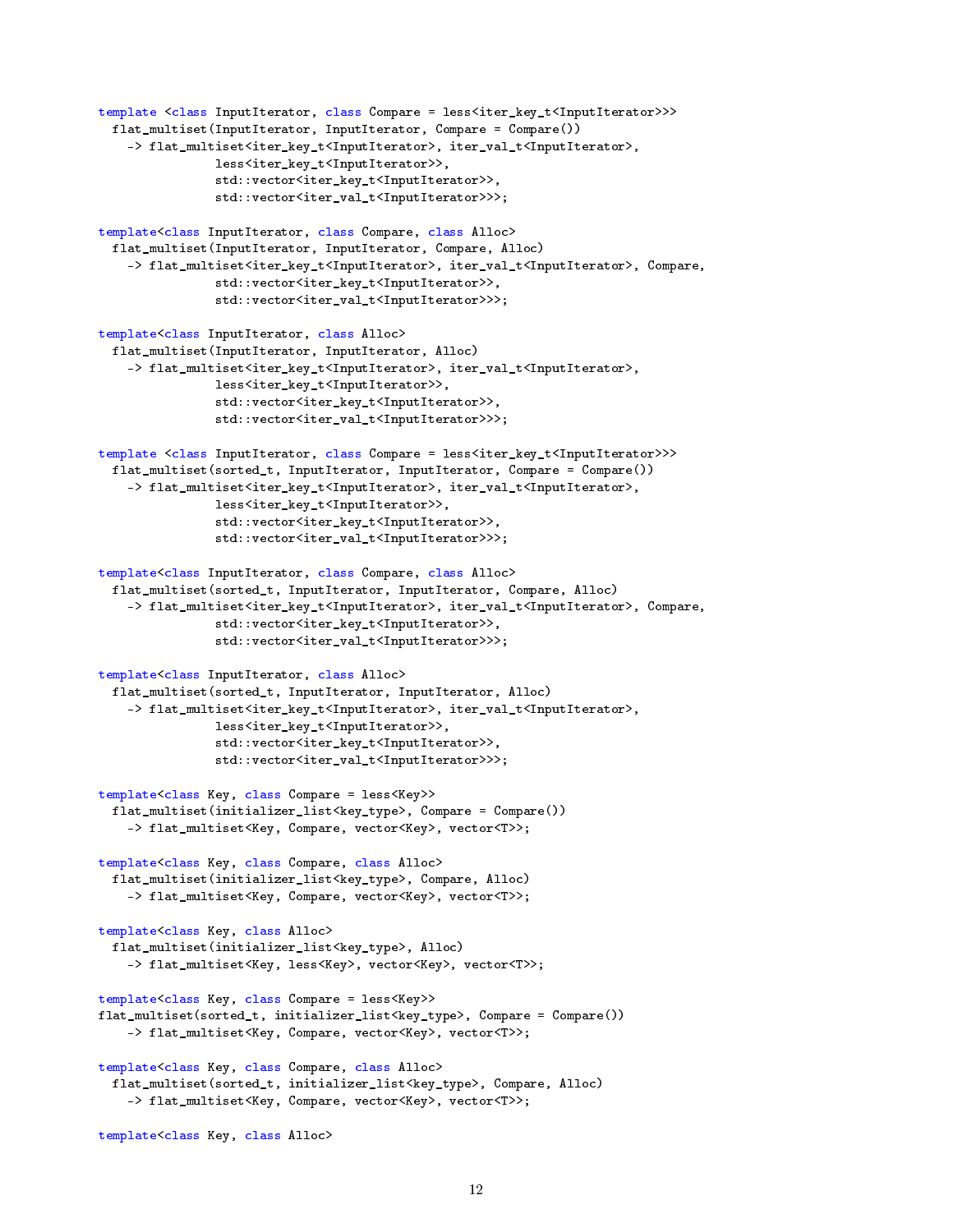```
template <class InputIterator, class Compare = less<iter_key_t<InputIterator>>>
  flat_multiset(InputIterator, InputIterator, Compare = Compare())
    -> flat_multiset<iter_key_t<InputIterator>, iter_val_t<InputIterator>,
                less<iter_key_t<InputIterator>>,
                std::vector<iter_key_t<InputIterator>>,
                std::vector<iter_val_t<InputIterator>>>;

template<class InputIterator, class Compare, class Alloc>
  flat_multiset(InputIterator, InputIterator, Compare, Alloc)
    -> flat_multiset<iter_key_t<InputIterator>, iter_val_t<InputIterator>, Compare,
                std::vector<iter_key_t<InputIterator>>,
                std::vector<iter_val_t<InputIterator>>>;

template<class InputIterator, class Alloc>
  flat_multiset(InputIterator, InputIterator, Alloc)
    -> flat_multiset<iter_key_t<InputIterator>, iter_val_t<InputIterator>,
                less<iter_key_t<InputIterator>>,
                std::vector<iter_key_t<InputIterator>>,
                std::vector<iter_val_t<InputIterator>>>;

template <class InputIterator, class Compare = less<iter_key_t<InputIterator>>>
  flat_multiset(sorted_t, InputIterator, InputIterator, Compare = Compare())
    -> flat_multiset<iter_key_t<InputIterator>, iter_val_t<InputIterator>,
                less<iter_key_t<InputIterator>>,
                std::vector<iter_key_t<InputIterator>>,
                std::vector<iter_val_t<InputIterator>>>;

template<class InputIterator, class Compare, class Alloc>
  flat_multiset(sorted_t, InputIterator, InputIterator, Compare, Alloc)
    -> flat_multiset<iter_key_t<InputIterator>, iter_val_t<InputIterator>, Compare,
                std::vector<iter_key_t<InputIterator>>,
                std::vector<iter_val_t<InputIterator>>>;

template<class InputIterator, class Alloc>
  flat_multiset(sorted_t, InputIterator, InputIterator, Alloc)
    -> flat_multiset<iter_key_t<InputIterator>, iter_val_t<InputIterator>,
                less<iter_key_t<InputIterator>>,
                std::vector<iter_key_t<InputIterator>>,
                std::vector<iter_val_t<InputIterator>>>;

template<class Key, class Compare = less<Key>>
  flat_multiset(initializer_list<key_type>, Compare = Compare())
    -> flat_multiset<Key, Compare, vector<Key>, vector<T>>;

template<class Key, class Compare, class Alloc>
  flat_multiset(initializer_list<key_type>, Compare, Alloc)
    -> flat_multiset<Key, Compare, vector<Key>, vector<T>>;

template<class Key, class Alloc>
  flat_multiset(initializer_list<key_type>, Alloc)
    -> flat_multiset<Key, less<Key>, vector<Key>, vector<T>>;

template<class Key, class Compare = less<Key>>
flat_multiset(sorted_t, initializer_list<key_type>, Compare = Compare())
    -> flat_multiset<Key, Compare, vector<Key>, vector<T>>;

template<class Key, class Compare, class Alloc>
  flat_multiset(sorted_t, initializer_list<key_type>, Compare, Alloc)
    -> flat_multiset<Key, Compare, vector<Key>, vector<T>>;

template<class Key, class Alloc>
```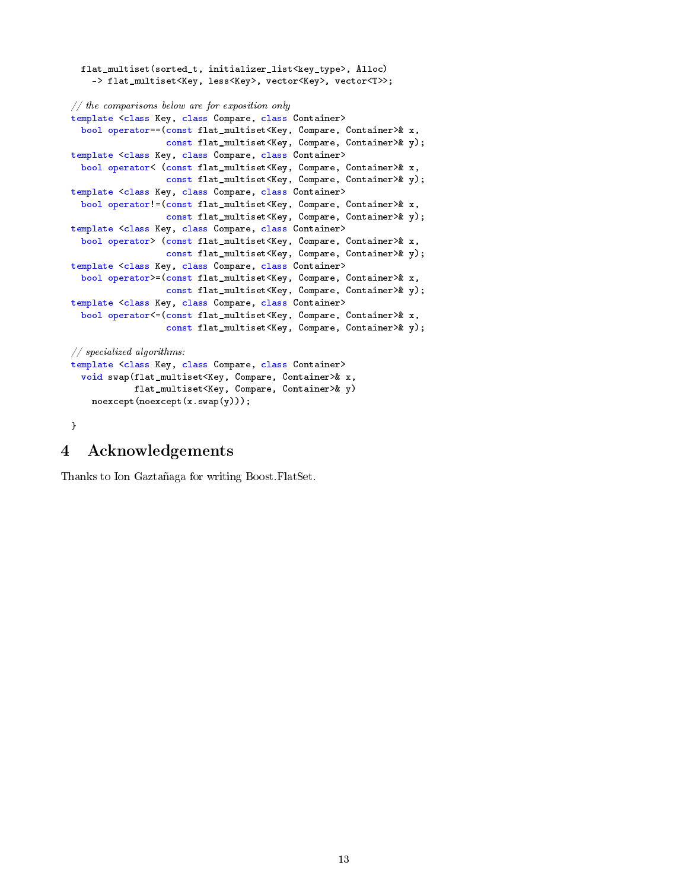```
  flat_multiset(sorted_t, initializer_list<key_type>, Alloc)
    -> flat_multiset<Key, less<Key>, vector<Key>, vector<T>>;

// the comparisons below are for exposition only
template <class Key, class Compare, class Container>
  bool operator==(const flat_multiset<Key, Compare, Container>& x,
                  const flat_multiset<Key, Compare, Container>& y);
template <class Key, class Compare, class Container>
  bool operator< (const flat_multiset<Key, Compare, Container>& x,
                  const flat_multiset<Key, Compare, Container>& y);
template <class Key, class Compare, class Container>
  bool operator!=(const flat_multiset<Key, Compare, Container>& x,
                  const flat_multiset<Key, Compare, Container>& y);
template <class Key, class Compare, class Container>
  bool operator> (const flat_multiset<Key, Compare, Container>& x,
                  const flat_multiset<Key, Compare, Container>& y);
template <class Key, class Compare, class Container>
  bool operator>=(const flat_multiset<Key, Compare, Container>& x,
                  const flat_multiset<Key, Compare, Container>& y);
template <class Key, class Compare, class Container>
  bool operator<=(const flat_multiset<Key, Compare, Container>& x,
                  const flat_multiset<Key, Compare, Container>& y);

// specialized algorithms:
template <class Key, class Compare, class Container>
  void swap(flat_multiset<Key, Compare, Container>& x,
            flat_multiset<Key, Compare, Container>& y)
    noexcept(noexcept(x.swap(y)));

}
```

# 4 Acknowledgements

Thanks to Ion Gaztañaga for writing Boost.FlatSet.